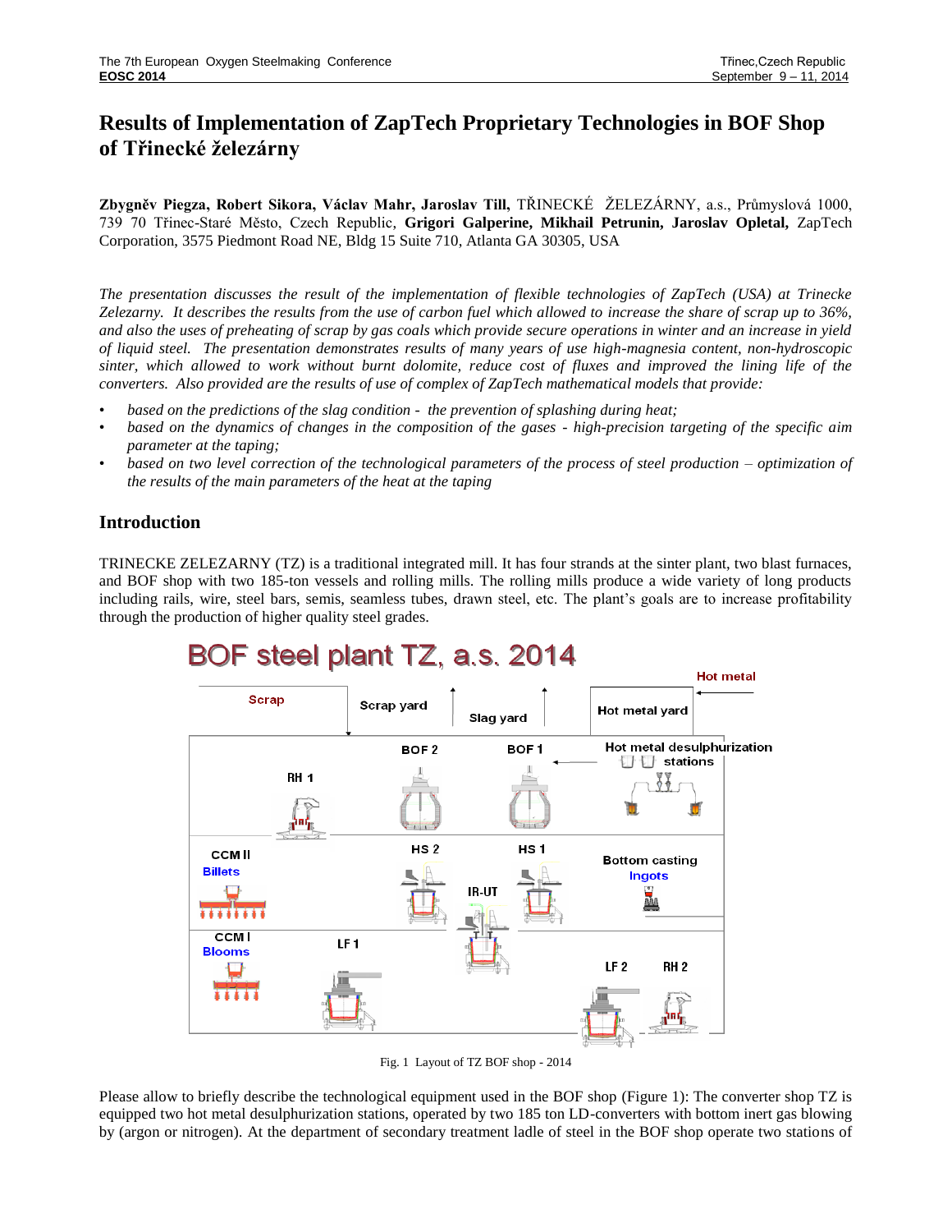# Results of Implementation of ZapTech Proprietary Technologies in BOF Shop of Třinecké železárny

**Zbygněv Piegza, Robert Sikora, Václav Mahr, Jaroslav Till,** TŘINECKÉ ŽELEZÁRNY, a.s., Průmyslová 1000, 739 70 Třinec-Staré Město, Czech Republic, **Grigori Galperine, Mikhail Petrunin, Jaroslav Opletal,** ZapTech Corporation, 3575 Piedmont Road NE, Bldg 15 Suite 710, Atlanta GA 30305, USA

*The presentation discusses the result of the implementation of flexible technologies of ZapTech (USA) at Trinecke Zelezarny. It describes the results from the use of carbon fuel which allowed to increase the share of scrap up to 36%, and also the uses of preheating of scrap by gas coals which provide secure operations in winter and an increase in yield of liquid steel. The presentation demonstrates results of many years of use high-magnesia content, non-hydroscopic sinter, which allowed to work without burnt dolomite, reduce cost of fluxes and improved the lining life of the converters. Also provided are the results of use of complex of ZapTech mathematical models that provide:*

- *based on the predictions of the slag condition - the prevention of splashing during heat;*
- *based on the dynamics of changes in the composition of the gases - high-precision targeting of the specific aim parameter at the taping;*
- *based on two level correction of the technological parameters of the process of steel production – optimization of the results of the main parameters of the heat at the taping*

## Introduction

TRINECKE ZELEZARNY (TZ) is a traditional integrated mill. It has four strands at the sinter plant, two blast furnaces, and BOF shop with two 185-ton vessels and rolling mills. The rolling mills produce a wide variety of long products including rails, wire, steel bars, semis, seamless tubes, drawn steel, etc. The plant's goals are to increase profitability through the production of higher quality steel grades.

BOF steel plant TZ, a.s. 2014

Scrap
Scrap yard
Slag yard
Hot metal yard
Hot metal
BOF 2
BOF 1
Hot metal desulphurization stations
RH 1
CCM II
Billets
HS 2
HS 1
IR-UT
Bottom casting
Ingots
CCM I
Blooms
LF 1
LF 2
RH 2

Fig. 1 Layout of TZ BOF shop - 2014

Please allow to briefly describe the technological equipment used in the BOF shop (Figure 1): The converter shop TZ is equipped two hot metal desulphurization stations, operated by two 185 ton LD-converters with bottom inert gas blowing by (argon or nitrogen). At the department of secondary treatment ladle of steel in the BOF shop operate two stations of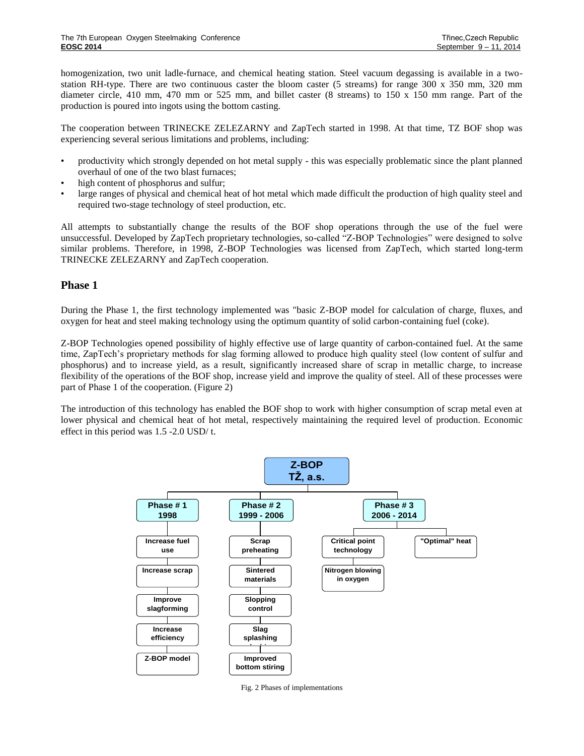homogenization, two unit ladle-furnace, and chemical heating station. Steel vacuum degassing is available in a two-station RH-type. There are two continuous caster the bloom caster (5 streams) for range 300 x 350 mm, 320 mm diameter circle, 410 mm, 470 mm or 525 mm, and billet caster (8 streams) to 150 x 150 mm range. Part of the production is poured into ingots using the bottom casting.

The cooperation between TRINECKE ZELEZARNY and ZapTech started in 1998. At that time, TZ BOF shop was experiencing several serious limitations and problems, including:

- productivity which strongly depended on hot metal supply - this was especially problematic since the plant planned overhaul of one of the two blast furnaces;
- high content of phosphorus and sulfur;
- large ranges of physical and chemical heat of hot metal which made difficult the production of high quality steel and required two-stage technology of steel production, etc.

All attempts to substantially change the results of the BOF shop operations through the use of the fuel were unsuccessful. Developed by ZapTech proprietary technologies, so-called "Z-BOP Technologies" were designed to solve similar problems. Therefore, in 1998, Z-BOP Technologies was licensed from ZapTech, which started long-term TRINECKE ZELEZARNY and ZapTech cooperation.

## Phase 1

During the Phase 1, the first technology implemented was "basic Z-BOP model for calculation of charge, fluxes, and oxygen for heat and steel making technology using the optimum quantity of solid carbon-containing fuel (coke).

Z-BOP Technologies opened possibility of highly effective use of large quantity of carbon-contained fuel. At the same time, ZapTech's proprietary methods for slag forming allowed to produce high quality steel (low content of sulfur and phosphorus) and to increase yield, as a result, significantly increased share of scrap in metallic charge, to increase flexibility of the operations of the BOF shop, increase yield and improve the quality of steel. All of these processes were part of Phase 1 of the cooperation. (Figure 2)

The introduction of this technology has enabled the BOF shop to work with higher consumption of scrap metal even at lower physical and chemical heat of hot metal, respectively maintaining the required level of production. Economic effect in this period was 1.5 -2.0 USD/ t.

Z-BOP
TŽ, a.s.

Phase # 1
1998

Increase fuel use

Increase scrap

Improve slagforming

Increase efficiency

Z-BOP model

Phase # 2
1999 - 2006

Scrap preheating

Sintered materials

Slopping control

Slag splashing

Improved bottom stiring

Phase # 3
2006 - 2014

Critical point technology

Nitrogen blowing in oxygen

"Optimal" heat

Fig. 2 Phases of implementations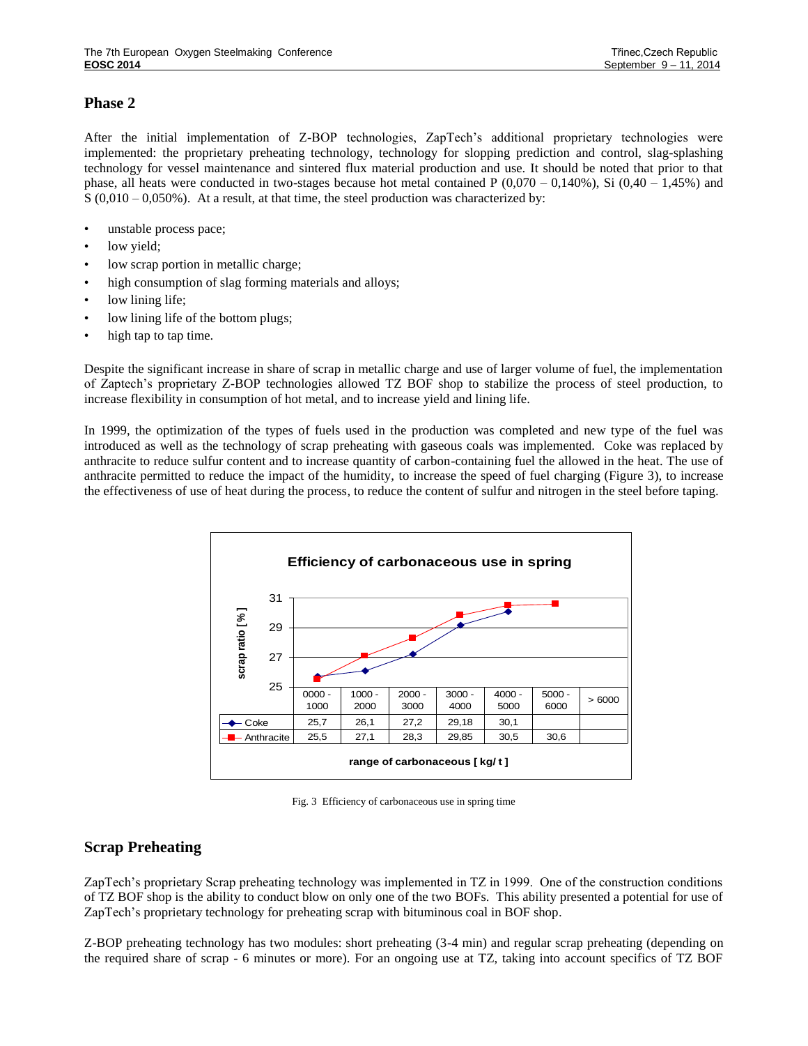## Phase 2

After the initial implementation of Z-BOP technologies, ZapTech's additional proprietary technologies were implemented: the proprietary preheating technology, technology for slopping prediction and control, slag-splashing technology for vessel maintenance and sintered flux material production and use. It should be noted that prior to that phase, all heats were conducted in two-stages because hot metal contained P (0,070 – 0,140%), Si (0,40 – 1,45%) and S (0,010 – 0,050%). At a result, at that time, the steel production was characterized by:

- unstable process pace;
- low yield;
- low scrap portion in metallic charge;
- high consumption of slag forming materials and alloys;
- low lining life;
- low lining life of the bottom plugs;
- high tap to tap time.

Despite the significant increase in share of scrap in metallic charge and use of larger volume of fuel, the implementation of Zaptech's proprietary Z-BOP technologies allowed TZ BOF shop to stabilize the process of steel production, to increase flexibility in consumption of hot metal, and to increase yield and lining life.

In 1999, the optimization of the types of fuels used in the production was completed and new type of the fuel was introduced as well as the technology of scrap preheating with gaseous coals was implemented. Coke was replaced by anthracite to reduce sulfur content and to increase quantity of carbon-containing fuel the allowed in the heat. The use of anthracite permitted to reduce the impact of the humidity, to increase the speed of fuel charging (Figure 3), to increase the effectiveness of use of heat during the process, to reduce the content of sulfur and nitrogen in the steel before taping.

Efficiency of carbonaceous use in spring

scrap ratio [%]

31
29
27
25

0000 - 1000 | 1000 - 2000 | 2000 - 3000 | 3000 - 4000 | 4000 - 5000 | 5000 - 6000 | > 6000

Coke: 25,7 | 26,1 | 27,2 | 29,18 | 30,1

Anthracite: 25,5 | 27,1 | 28,3 | 29,85 | 30,5 | 30,6

range of carbonaceous [ kg/ t ]

Fig. 3 Efficiency of carbonaceous use in spring time

## Scrap Preheating

ZapTech's proprietary Scrap preheating technology was implemented in TZ in 1999. One of the construction conditions of TZ BOF shop is the ability to conduct blow on only one of the two BOFs. This ability presented a potential for use of ZapTech's proprietary technology for preheating scrap with bituminous coal in BOF shop.

Z-BOP preheating technology has two modules: short preheating (3-4 min) and regular scrap preheating (depending on the required share of scrap - 6 minutes or more). For an ongoing use at TZ, taking into account specifics of TZ BOF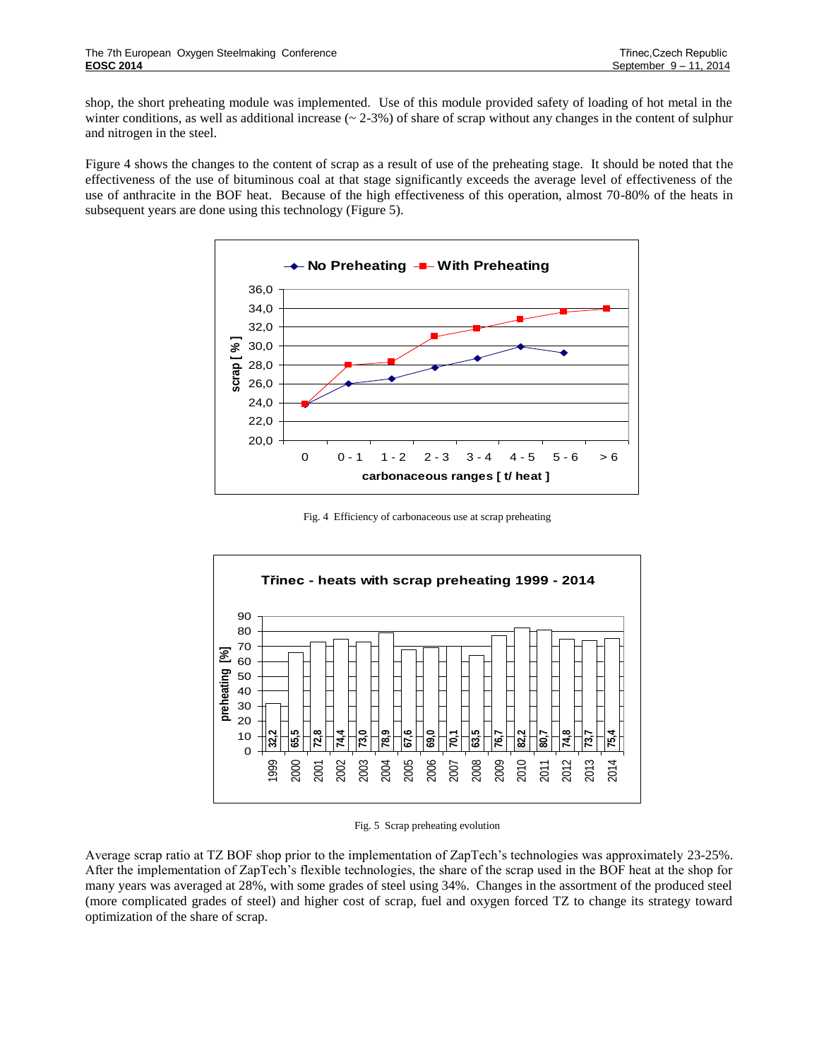shop, the short preheating module was implemented. Use of this module provided safety of loading of hot metal in the winter conditions, as well as additional increase (~ 2-3%) of share of scrap without any changes in the content of sulphur and nitrogen in the steel.

Figure 4 shows the changes to the content of scrap as a result of use of the preheating stage. It should be noted that the effectiveness of the use of bituminous coal at that stage significantly exceeds the average level of effectiveness of the use of anthracite in the BOF heat. Because of the high effectiveness of this operation, almost 70-80% of the heats in subsequent years are done using this technology (Figure 5).

No Preheating
With Preheating

scrap [ % ]

36,0
34,0
32,0
30,0
28,0
26,0
24,0
22,0
20,0

0
0 - 1
1 - 2
2 - 3
3 - 4
4 - 5
5 - 6
> 6

carbonaceous ranges [ t/ heat ]

Fig. 4 Efficiency of carbonaceous use at scrap preheating

Třinec - heats with scrap preheating 1999 - 2014

preheating [%]

90
80
70
60
50
40
30
20
10
0

32,2
65,5
72,8
74,4
73,0
78,9
67,6
69,0
70,1
63,5
76,7
82,2
80,7
74,8
73,7
75,4

1999
2000
2001
2002
2003
2004
2005
2006
2007
2008
2009
2010
2011
2012
2013
2014

Fig. 5 Scrap preheating evolution

Average scrap ratio at TZ BOF shop prior to the implementation of ZapTech's technologies was approximately 23-25%. After the implementation of ZapTech's flexible technologies, the share of the scrap used in the BOF heat at the shop for many years was averaged at 28%, with some grades of steel using 34%. Changes in the assortment of the produced steel (more complicated grades of steel) and higher cost of scrap, fuel and oxygen forced TZ to change its strategy toward optimization of the share of scrap.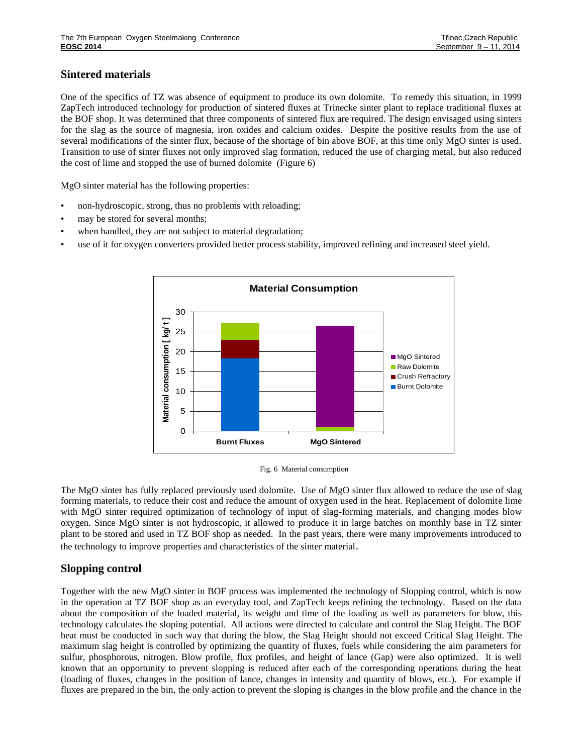## Sintered materials

One of the specifics of TZ was absence of equipment to produce its own dolomite. To remedy this situation, in 1999 ZapTech introduced technology for production of sintered fluxes at Trinecke sinter plant to replace traditional fluxes at the BOF shop. It was determined that three components of sintered flux are required. The design envisaged using sinters for the slag as the source of magnesia, iron oxides and calcium oxides. Despite the positive results from the use of several modifications of the sinter flux, because of the shortage of bin above BOF, at this time only MgO sinter is used. Transition to use of sinter fluxes not only improved slag formation, reduced the use of charging metal, but also reduced the cost of lime and stopped the use of burned dolomite (Figure 6)

MgO sinter material has the following properties:

- non-hydroscopic, strong, thus no problems with reloading;
- may be stored for several months;
- when handled, they are not subject to material degradation;
- use of it for oxygen converters provided better process stability, improved refining and increased steel yield.

Material Consumption

Material consumption [ kg/ t ]

0
5
10
15
20
25
30

Burnt Fluxes
MgO Sintered

MgO Sintered
Raw Dolomite
Crush Refractory
Burnt Dolomite

Fig. 6 Material consumption

The MgO sinter has fully replaced previously used dolomite. Use of MgO sinter flux allowed to reduce the use of slag forming materials, to reduce their cost and reduce the amount of oxygen used in the heat. Replacement of dolomite lime with MgO sinter required optimization of technology of input of slag-forming materials, and changing modes blow oxygen. Since MgO sinter is not hydroscopic, it allowed to produce it in large batches on monthly base in TZ sinter plant to be stored and used in TZ BOF shop as needed. In the past years, there were many improvements introduced to the technology to improve properties and characteristics of the sinter material.

## Slopping control

Together with the new MgO sinter in BOF process was implemented the technology of Slopping control, which is now in the operation at TZ BOF shop as an everyday tool, and ZapTech keeps refining the technology. Based on the data about the composition of the loaded material, its weight and time of the loading as well as parameters for blow, this technology calculates the sloping potential. All actions were directed to calculate and control the Slag Height. The BOF heat must be conducted in such way that during the blow, the Slag Height should not exceed Critical Slag Height. The maximum slag height is controlled by optimizing the quantity of fluxes, fuels while considering the aim parameters for sulfur, phosphorous, nitrogen. Blow profile, flux profiles, and height of lance (Gap) were also optimized. It is well known that an opportunity to prevent slopping is reduced after each of the corresponding operations during the heat (loading of fluxes, changes in the position of lance, changes in intensity and quantity of blows, etc.). For example if fluxes are prepared in the bin, the only action to prevent the sloping is changes in the blow profile and the chance in the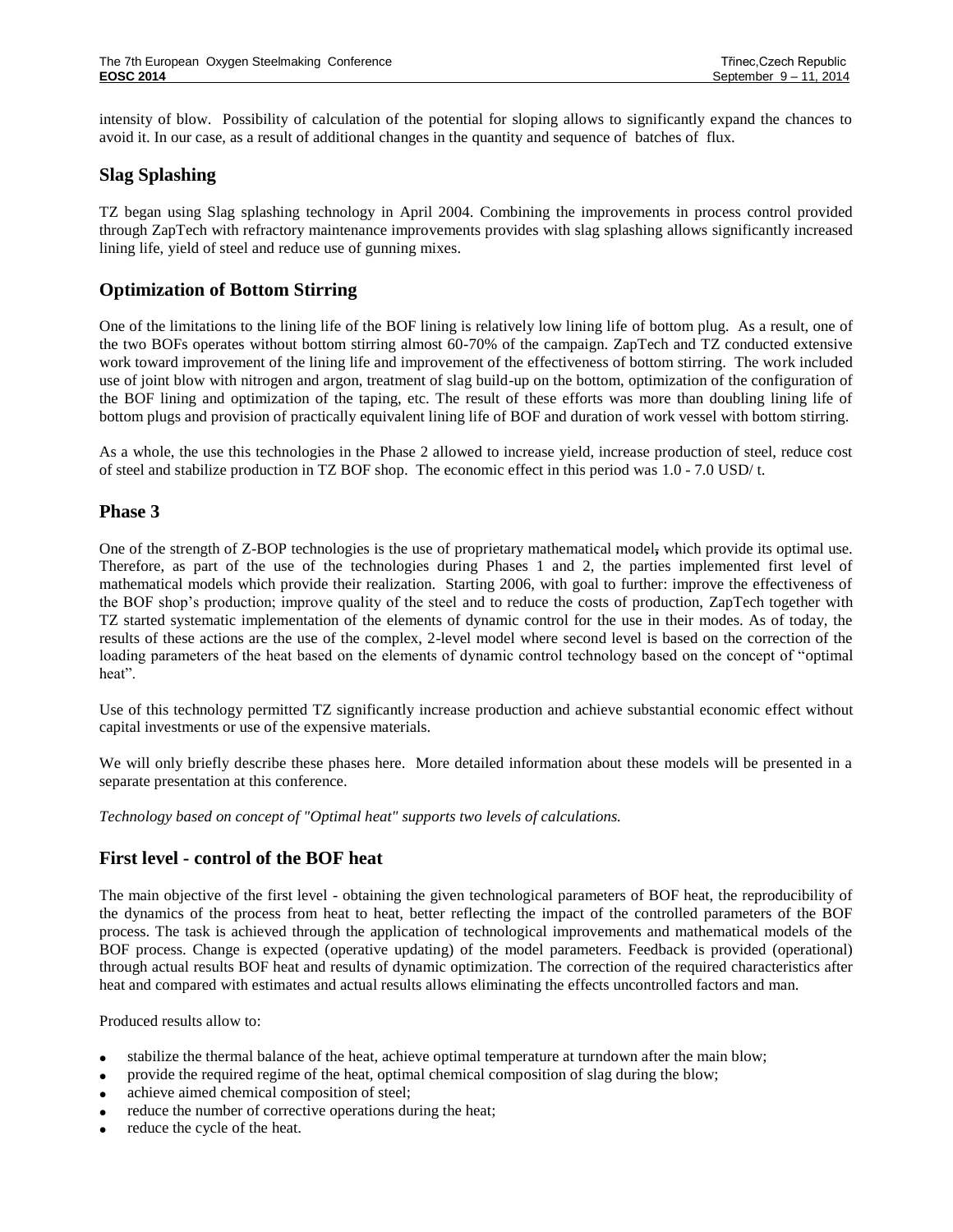intensity of blow. Possibility of calculation of the potential for sloping allows to significantly expand the chances to avoid it. In our case, as a result of additional changes in the quantity and sequence of batches of flux.

## Slag Splashing

TZ began using Slag splashing technology in April 2004. Combining the improvements in process control provided through ZapTech with refractory maintenance improvements provides with slag splashing allows significantly increased lining life, yield of steel and reduce use of gunning mixes.

## Optimization of Bottom Stirring

One of the limitations to the lining life of the BOF lining is relatively low lining life of bottom plug. As a result, one of the two BOFs operates without bottom stirring almost 60-70% of the campaign. ZapTech and TZ conducted extensive work toward improvement of the lining life and improvement of the effectiveness of bottom stirring. The work included use of joint blow with nitrogen and argon, treatment of slag build-up on the bottom, optimization of the configuration of the BOF lining and optimization of the taping, etc. The result of these efforts was more than doubling lining life of bottom plugs and provision of practically equivalent lining life of BOF and duration of work vessel with bottom stirring.

As a whole, the use this technologies in the Phase 2 allowed to increase yield, increase production of steel, reduce cost of steel and stabilize production in TZ BOF shop. The economic effect in this period was 1.0 - 7.0 USD/ t.

## Phase 3

One of the strength of Z-BOP technologies is the use of proprietary mathematical model, which provide its optimal use. Therefore, as part of the use of the technologies during Phases 1 and 2, the parties implemented first level of mathematical models which provide their realization. Starting 2006, with goal to further: improve the effectiveness of the BOF shop's production; improve quality of the steel and to reduce the costs of production, ZapTech together with TZ started systematic implementation of the elements of dynamic control for the use in their modes. As of today, the results of these actions are the use of the complex, 2-level model where second level is based on the correction of the loading parameters of the heat based on the elements of dynamic control technology based on the concept of "optimal heat".

Use of this technology permitted TZ significantly increase production and achieve substantial economic effect without capital investments or use of the expensive materials.

We will only briefly describe these phases here. More detailed information about these models will be presented in a separate presentation at this conference.

*Technology based on concept of "Optimal heat" supports two levels of calculations.*

## First level - control of the BOF heat

The main objective of the first level - obtaining the given technological parameters of BOF heat, the reproducibility of the dynamics of the process from heat to heat, better reflecting the impact of the controlled parameters of the BOF process. The task is achieved through the application of technological improvements and mathematical models of the BOF process. Change is expected (operative updating) of the model parameters. Feedback is provided (operational) through actual results BOF heat and results of dynamic optimization. The correction of the required characteristics after heat and compared with estimates and actual results allows eliminating the effects uncontrolled factors and man.

Produced results allow to:

- stabilize the thermal balance of the heat, achieve optimal temperature at turndown after the main blow;
- provide the required regime of the heat, optimal chemical composition of slag during the blow;
- achieve aimed chemical composition of steel;
- reduce the number of corrective operations during the heat;
- reduce the cycle of the heat.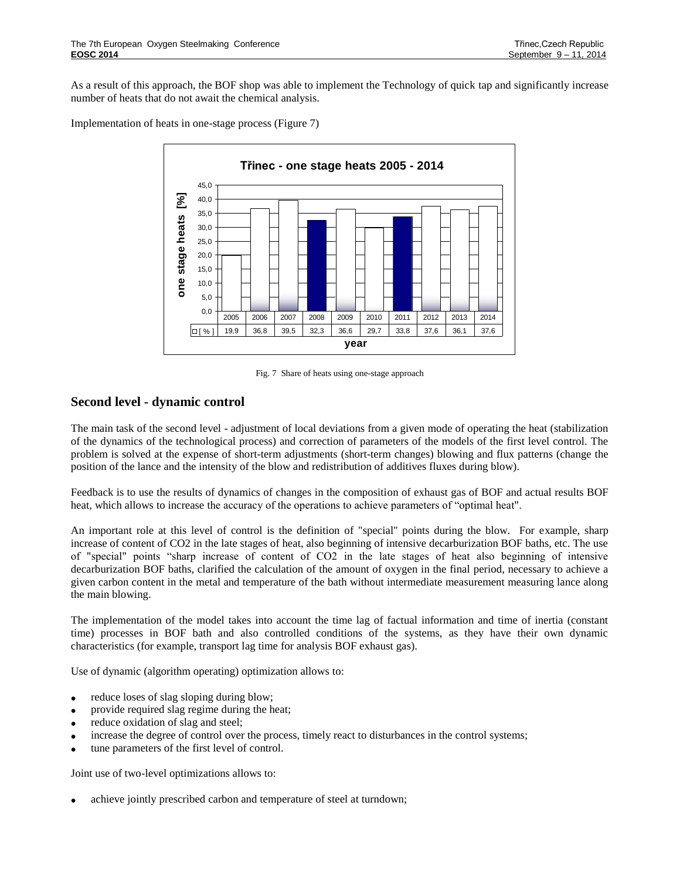As a result of this approach, the BOF shop was able to implement the Technology of quick tap and significantly increase number of heats that do not await the chemical analysis.

Implementation of heats in one-stage process (Figure 7)

Třinec - one stage heats 2005 - 2014

one stage heats [%]

45,0
40,0
35,0
30,0
25,0
20,0
15,0
10,0
5,0
0,0

2005 2006 2007 2008 2009 2010 2011 2012 2013 2014

[ % ] 19,9 36,8 39,5 32,3 36,6 29,7 33,8 37,6 36,1 37,6

year

Fig. 7 Share of heats using one-stage approach

## Second level - dynamic control

The main task of the second level - adjustment of local deviations from a given mode of operating the heat (stabilization of the dynamics of the technological process) and correction of parameters of the models of the first level control. The problem is solved at the expense of short-term adjustments (short-term changes) blowing and flux patterns (change the position of the lance and the intensity of the blow and redistribution of additives fluxes during blow).

Feedback is to use the results of dynamics of changes in the composition of exhaust gas of BOF and actual results BOF heat, which allows to increase the accuracy of the operations to achieve parameters of "optimal heat".

An important role at this level of control is the definition of "special" points during the blow. For example, sharp increase of content of $CO_2$ in the late stages of heat, also beginning of intensive decarburization BOF baths, etc. The use of "special" points "sharp increase of content of $CO_2$ in the late stages of heat also beginning of intensive decarburization BOF baths, clarified the calculation of the amount of oxygen in the final period, necessary to achieve a given carbon content in the metal and temperature of the bath without intermediate measurement measuring lance along the main blowing.

The implementation of the model takes into account the time lag of factual information and time of inertia (constant time) processes in BOF bath and also controlled conditions of the systems, as they have their own dynamic characteristics (for example, transport lag time for analysis BOF exhaust gas).

Use of dynamic (algorithm operating) optimization allows to:

- reduce loses of slag sloping during blow;
- provide required slag regime during the heat;
- reduce oxidation of slag and steel;
- increase the degree of control over the process, timely react to disturbances in the control systems;
- tune parameters of the first level of control.

Joint use of two-level optimizations allows to:

- achieve jointly prescribed carbon and temperature of steel at turndown;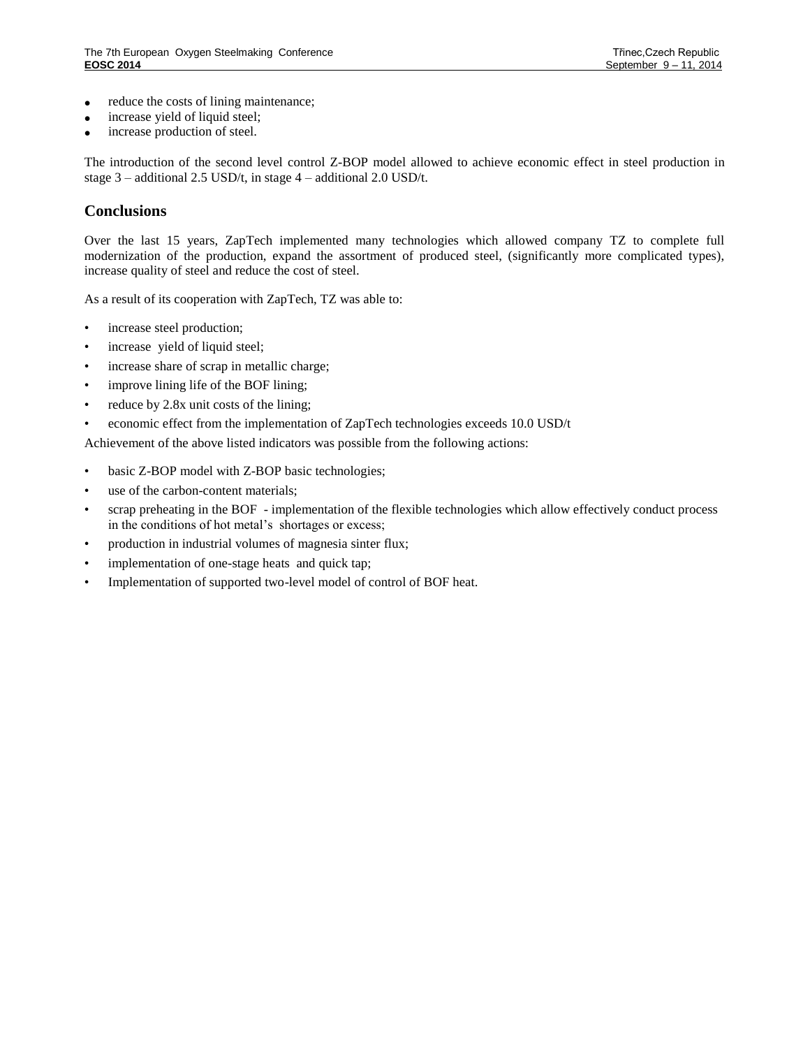- reduce the costs of lining maintenance;
- increase yield of liquid steel;
- increase production of steel.

The introduction of the second level control Z-BOP model allowed to achieve economic effect in steel production in stage 3 – additional 2.5 USD/t, in stage 4 – additional 2.0 USD/t.

## Conclusions

Over the last 15 years, ZapTech implemented many technologies which allowed company TZ to complete full modernization of the production, expand the assortment of produced steel, (significantly more complicated types), increase quality of steel and reduce the cost of steel.

As a result of its cooperation with ZapTech, TZ was able to:

- increase steel production;
- increase yield of liquid steel;
- increase share of scrap in metallic charge;
- improve lining life of the BOF lining;
- reduce by 2.8x unit costs of the lining;
- economic effect from the implementation of ZapTech technologies exceeds 10.0 USD/t

Achievement of the above listed indicators was possible from the following actions:

- basic Z-BOP model with Z-BOP basic technologies;
- use of the carbon-content materials;
- scrap preheating in the BOF - implementation of the flexible technologies which allow effectively conduct process in the conditions of hot metal's shortages or excess;
- production in industrial volumes of magnesia sinter flux;
- implementation of one-stage heats and quick tap;
- Implementation of supported two-level model of control of BOF heat.